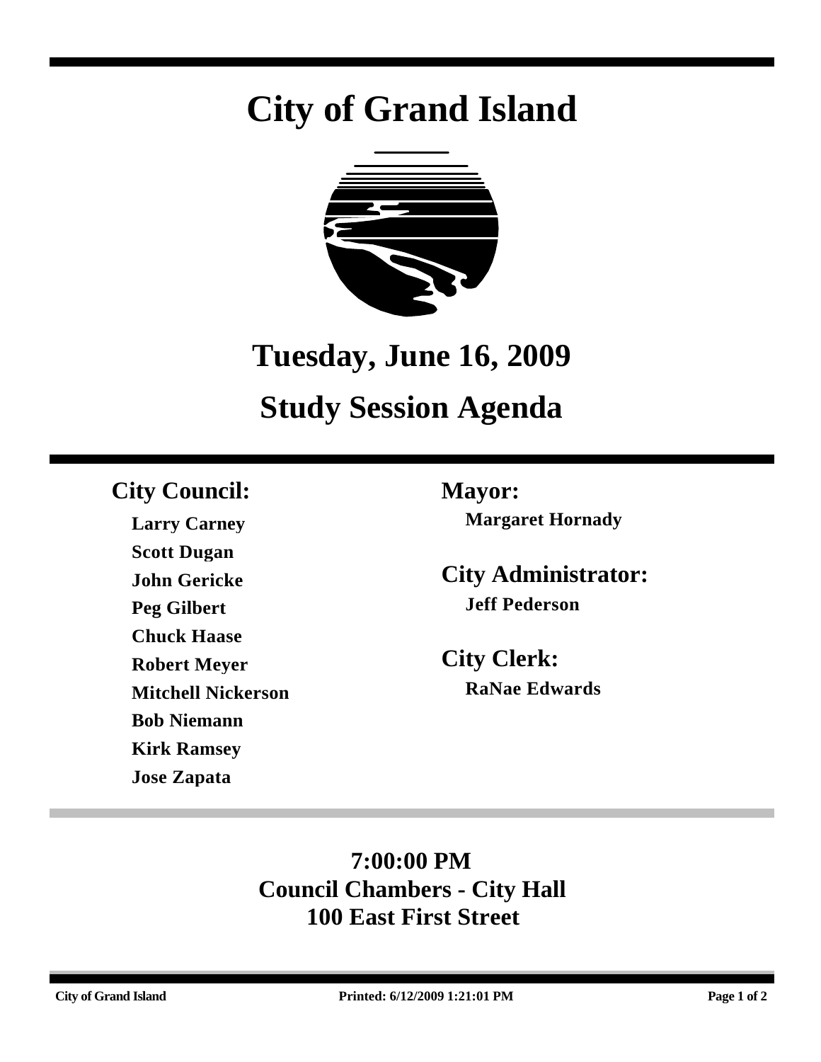# City of Grand Island

## Tuesday, June 16, 2009

## Study Session Agenda

**City Council:**

**Larry Carney**
**Scott Dugan**
**John Gericke**
**Peg Gilbert**
**Chuck Haase**
**Robert Meyer**
**Mitchell Nickerson**
**Bob Niemann**
**Kirk Ramsey**
**Jose Zapata**

**Mayor:**

**Margaret Hornady**

**City Administrator:**

**Jeff Pederson**

**City Clerk:**

**RaNae Edwards**

**7:00:00 PM**
**Council Chambers - City Hall**
**100 East First Street**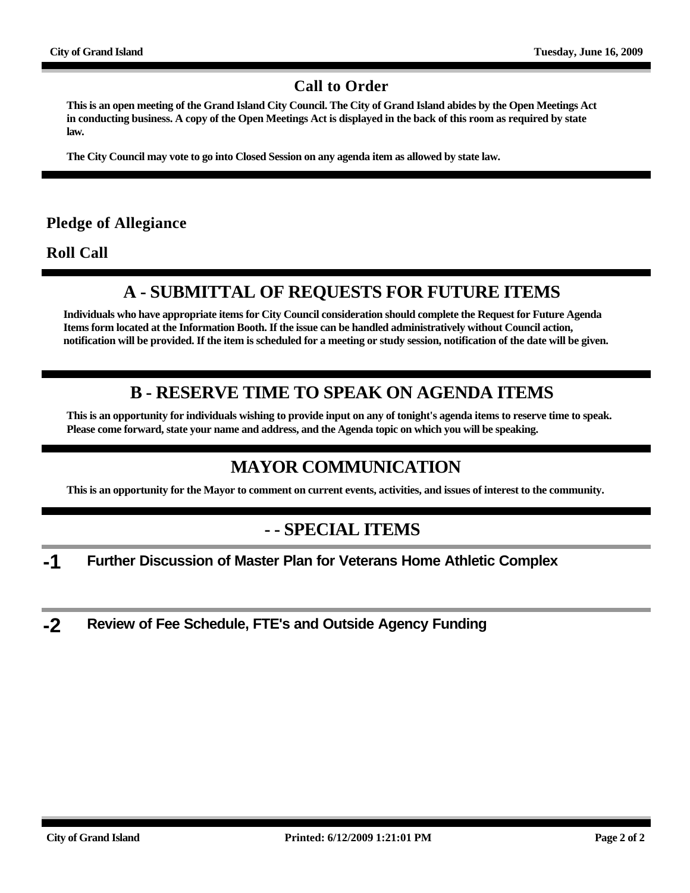## Call to Order

**This is an open meeting of the Grand Island City Council. The City of Grand Island abides by the Open Meetings Act in conducting business. A copy of the Open Meetings Act is displayed in the back of this room as required by state law.**

**The City Council may vote to go into Closed Session on any agenda item as allowed by state law.**

### Pledge of Allegiance

### Roll Call

# A - SUBMITTAL OF REQUESTS FOR FUTURE ITEMS

**Individuals who have appropriate items for City Council consideration should complete the Request for Future Agenda Items form located at the Information Booth. If the issue can be handled administratively without Council action, notification will be provided. If the item is scheduled for a meeting or study session, notification of the date will be given.**

# B - RESERVE TIME TO SPEAK ON AGENDA ITEMS

**This is an opportunity for individuals wishing to provide input on any of tonight's agenda items to reserve time to speak. Please come forward, state your name and address, and the Agenda topic on which you will be speaking.**

# MAYOR COMMUNICATION

**This is an opportunity for the Mayor to comment on current events, activities, and issues of interest to the community.**

# - - SPECIAL ITEMS

**-1** **Further Discussion of Master Plan for Veterans Home Athletic Complex**

**-2** **Review of Fee Schedule, FTE's and Outside Agency Funding**